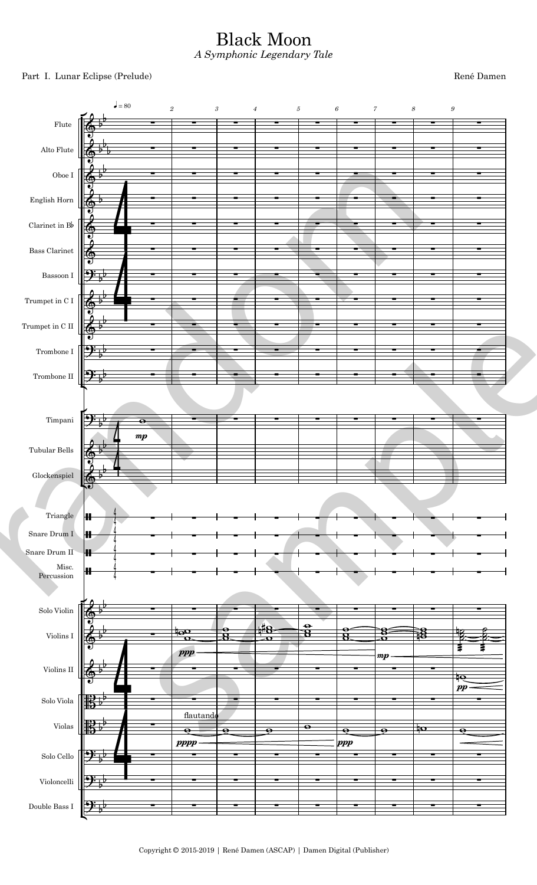# Black Moon

*A Symphonic Legendary Tale*

Part I. Lunar Eclipse (Prelude)

René Damen

Copyright © 2015-2019 | René Damen (ASCAP) | Damen Digital (Publisher)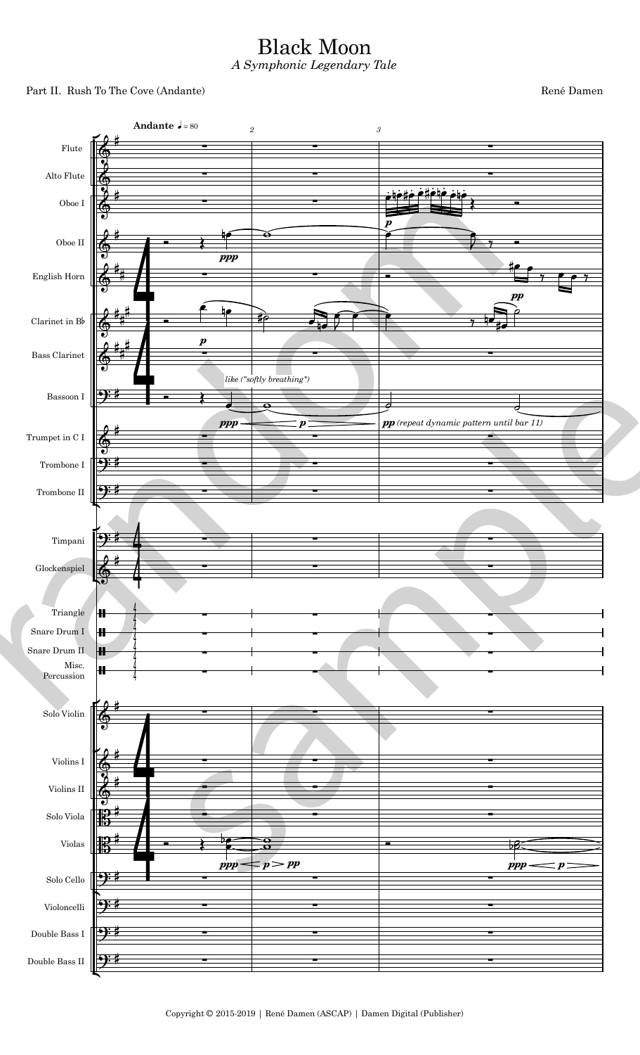# Black Moon

*A Symphonic Legendary Tale*

Part II. Rush To The Cove (Andante)

René Damen

Andante ♩= 80

Flute
Alto Flute
Oboe I
Oboe II
English Horn
Clarinet in B♭
Bass Clarinet
Bassoon I
Trumpet in C I
Trombone I
Trombone II
Timpani
Glockenspiel
Triangle
Snare Drum I
Snare Drum II
Misc. Percussion
Solo Violin
Violins I
Violins II
Solo Viola
Violas
Solo Cello
Violoncelli
Double Bass I
Double Bass II

*like ("softly breathing")*

*pp (repeat dynamic pattern until bar 11)*

Copyright © 2015-2019 | René Damen (ASCAP) | Damen Digital (Publisher)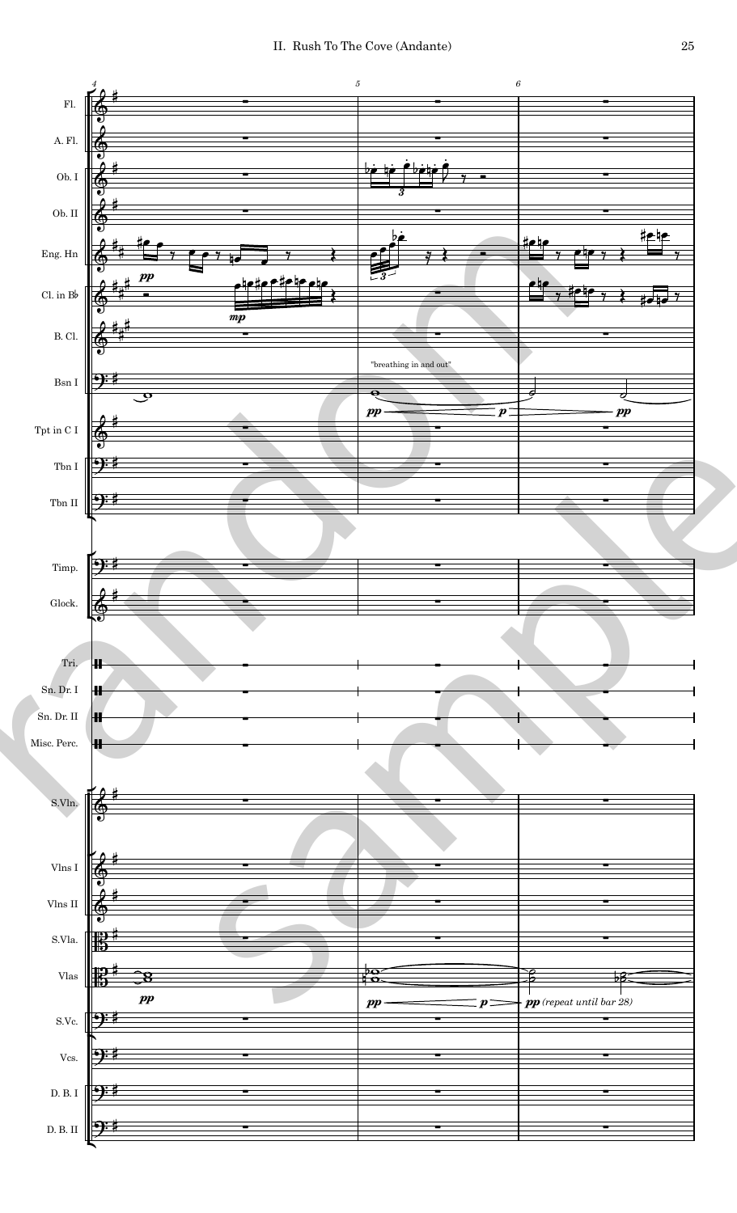## II. Rush To The Cove (Andante)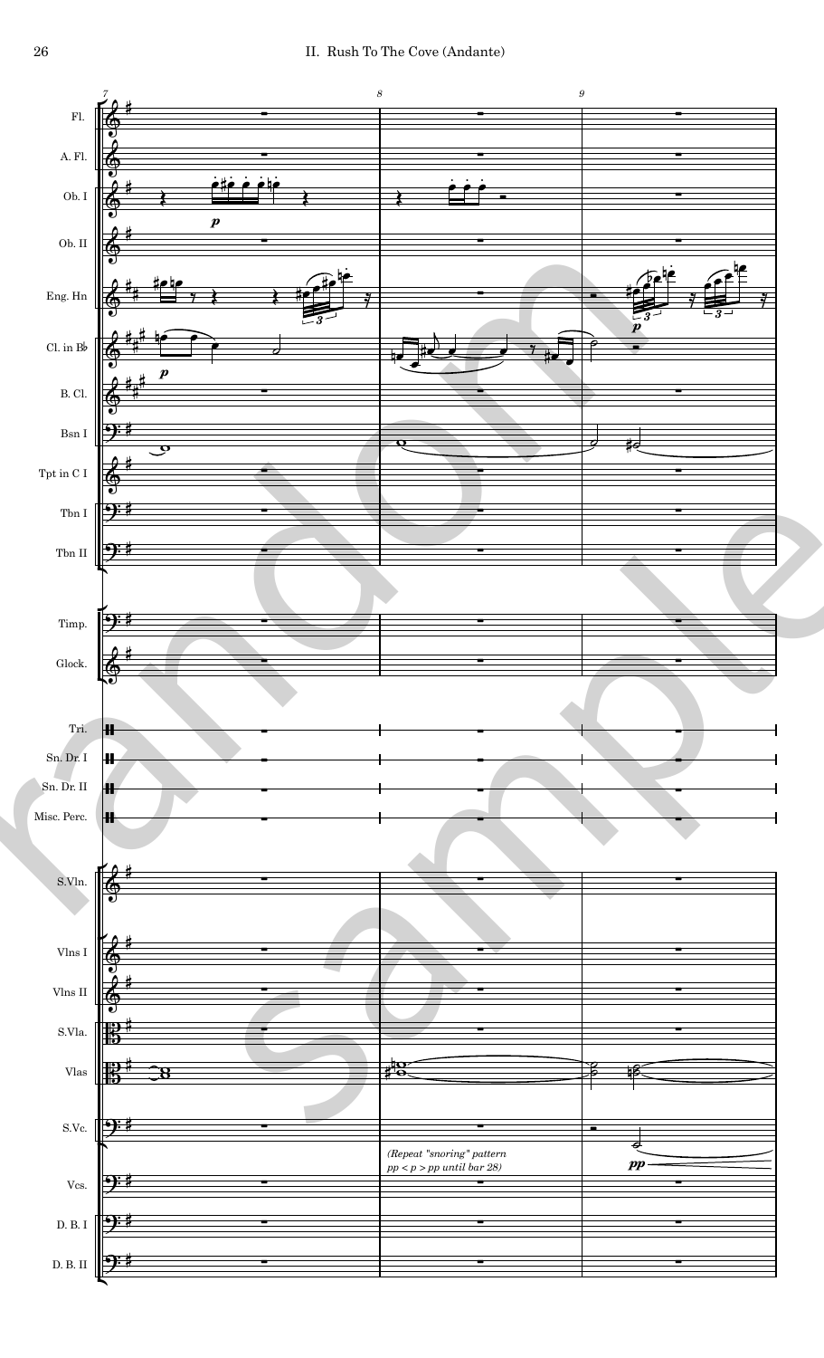## II. Rush To The Cove (Andante)

Fl.

A. Fl.

Ob. I

Ob. II

Eng. Hn

Cl. in B♭

B. Cl.

Bsn I

Tpt in C I

Tbn I

Tbn II

Timp.

Glock.

Tri.

Sn. Dr. I

Sn. Dr. II

Misc. Perc.

S.Vln.

Vlns I

Vlns II

S.Vla.

Vlas

S.Vc.

*(Repeat "snoring" pattern pp < p > pp until bar 28)*

Vcs.

D. B. I

D. B. II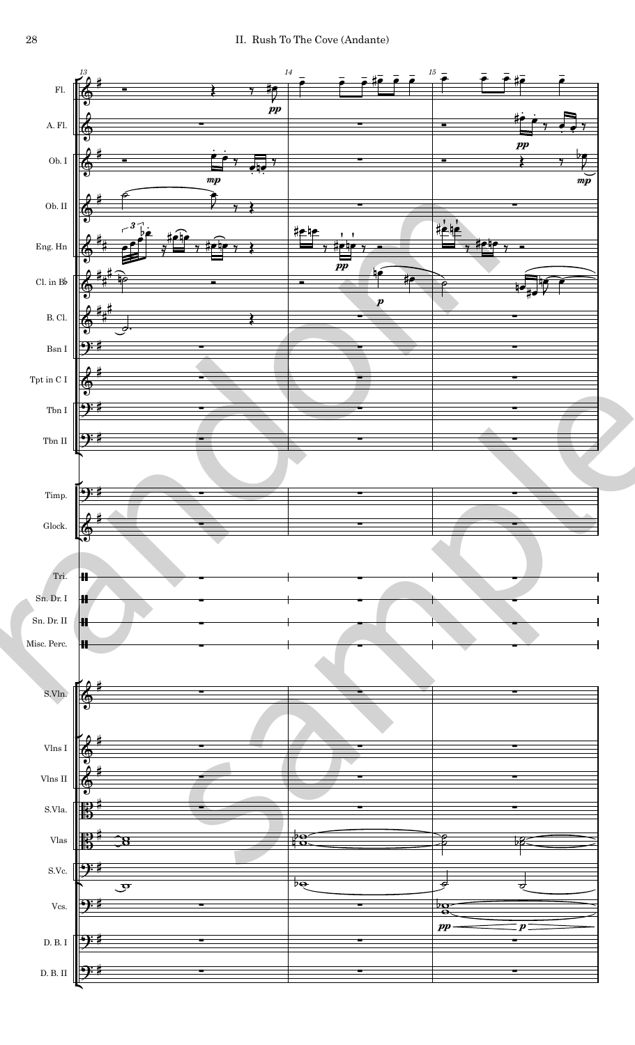## II. Rush To The Cove (Andante)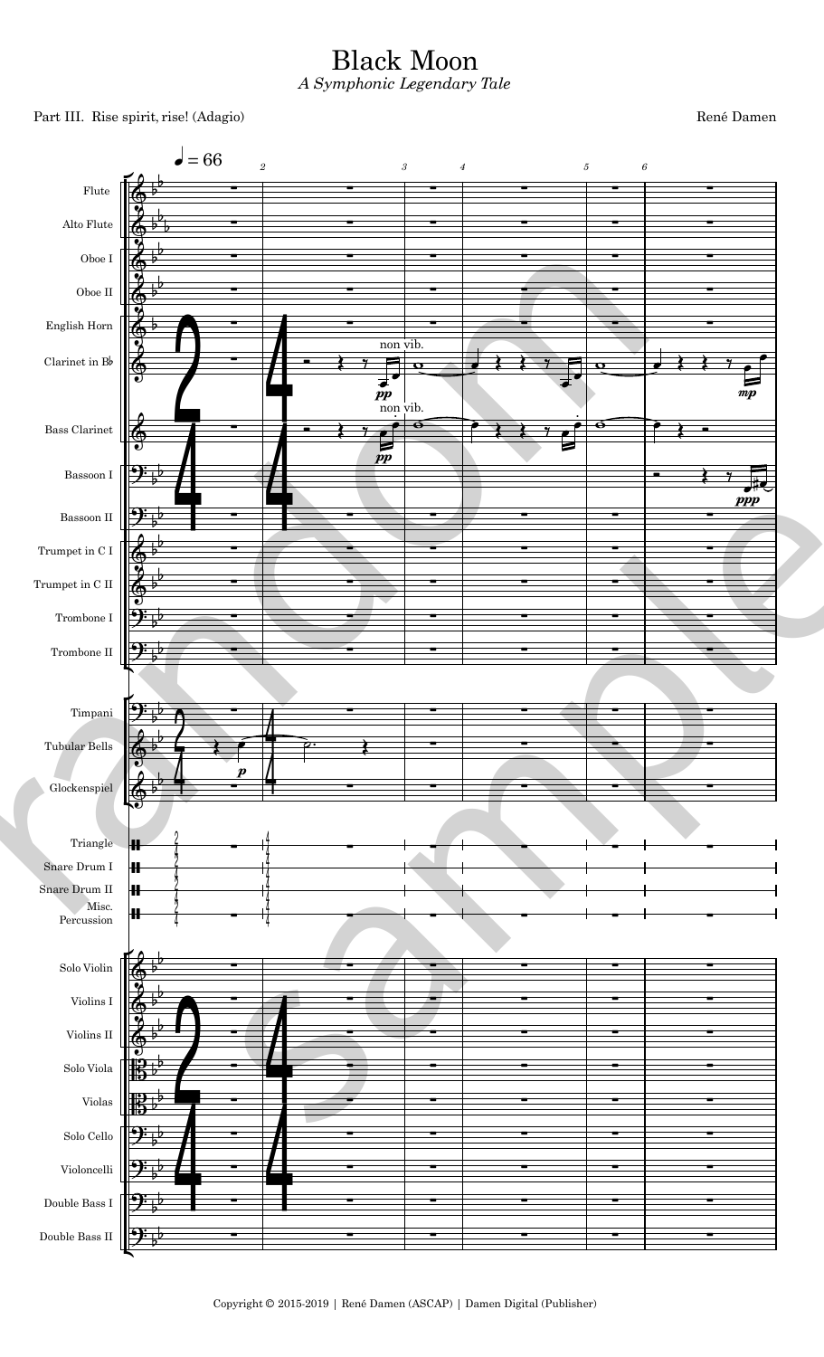# Black Moon

*A Symphonic Legendary Tale*

Part III. Rise spirit, rise! (Adagio)

René Damen

Copyright © 2015-2019 | René Damen (ASCAP) | Damen Digital (Publisher)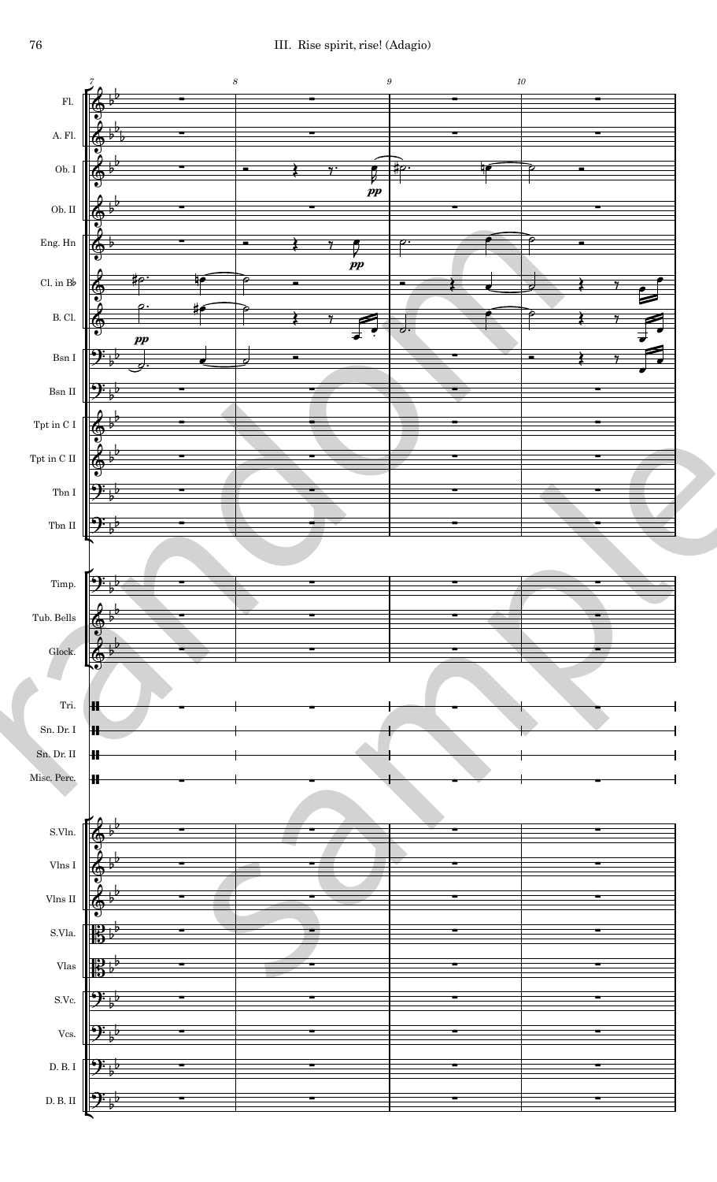# III. Rise spirit, rise! (Adagio)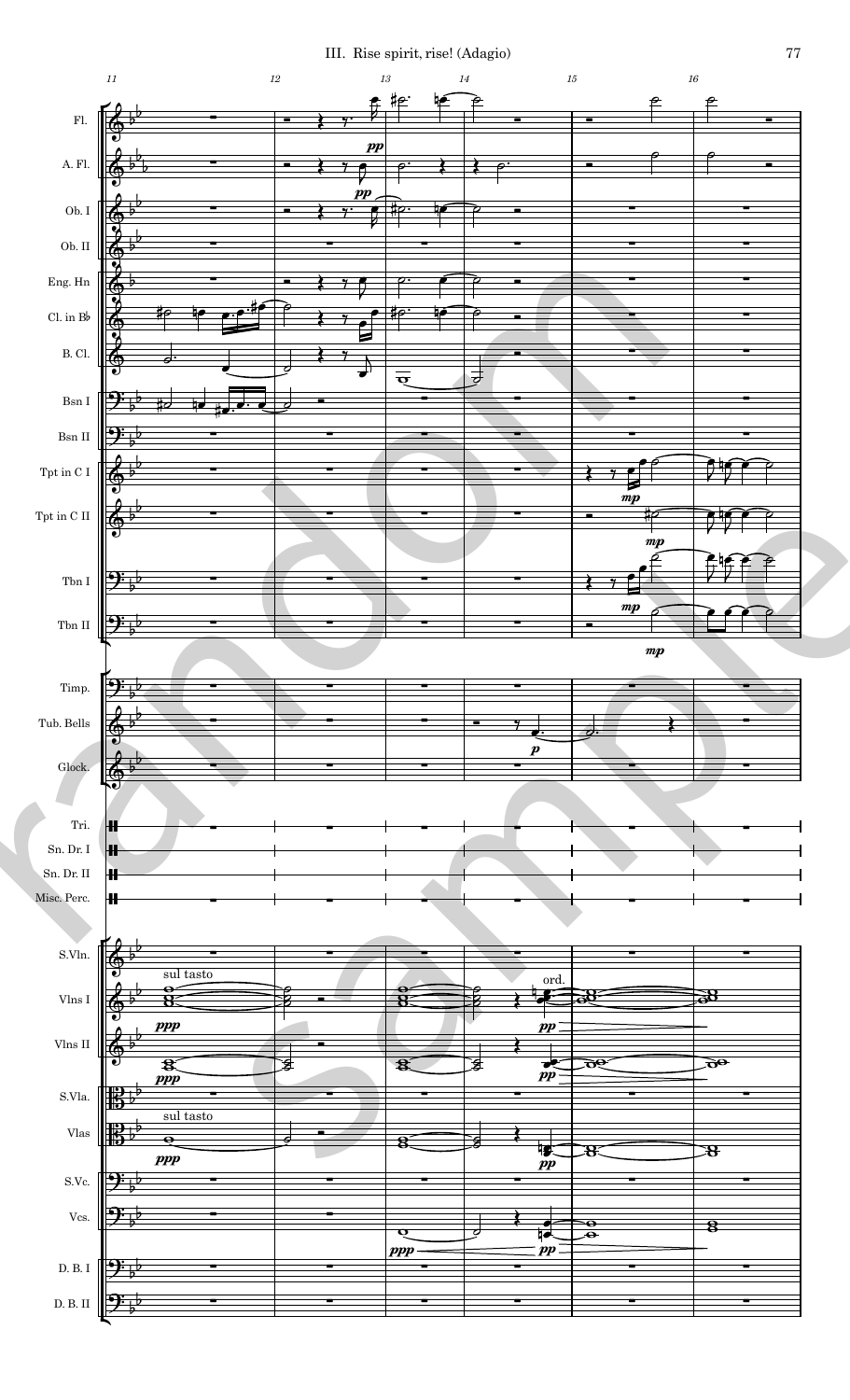# III. Rise spirit, rise! (Adagio)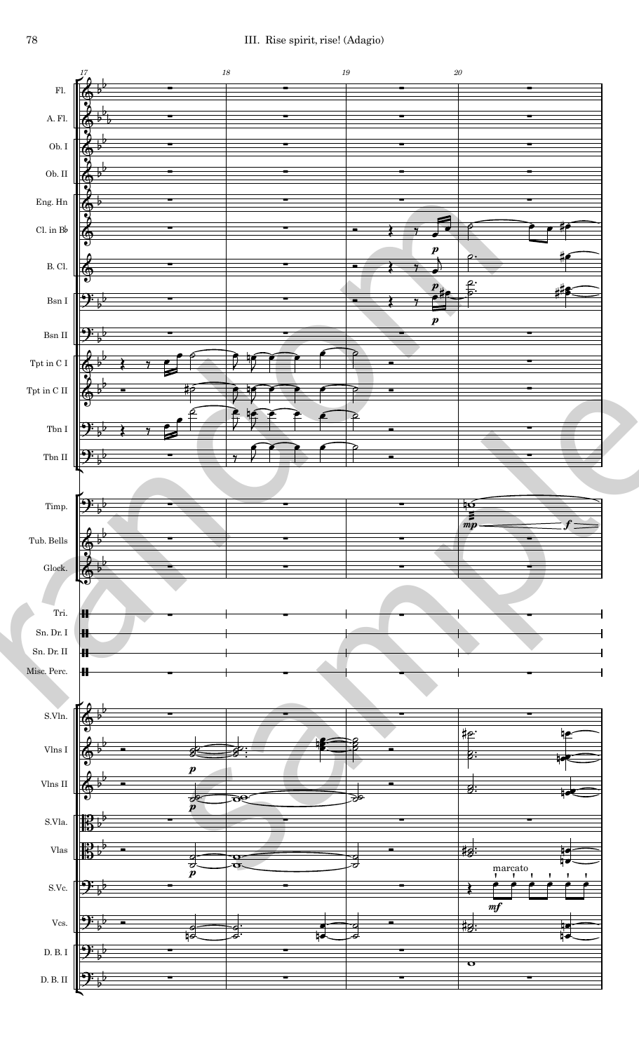III. Rise spirit, rise! (Adagio)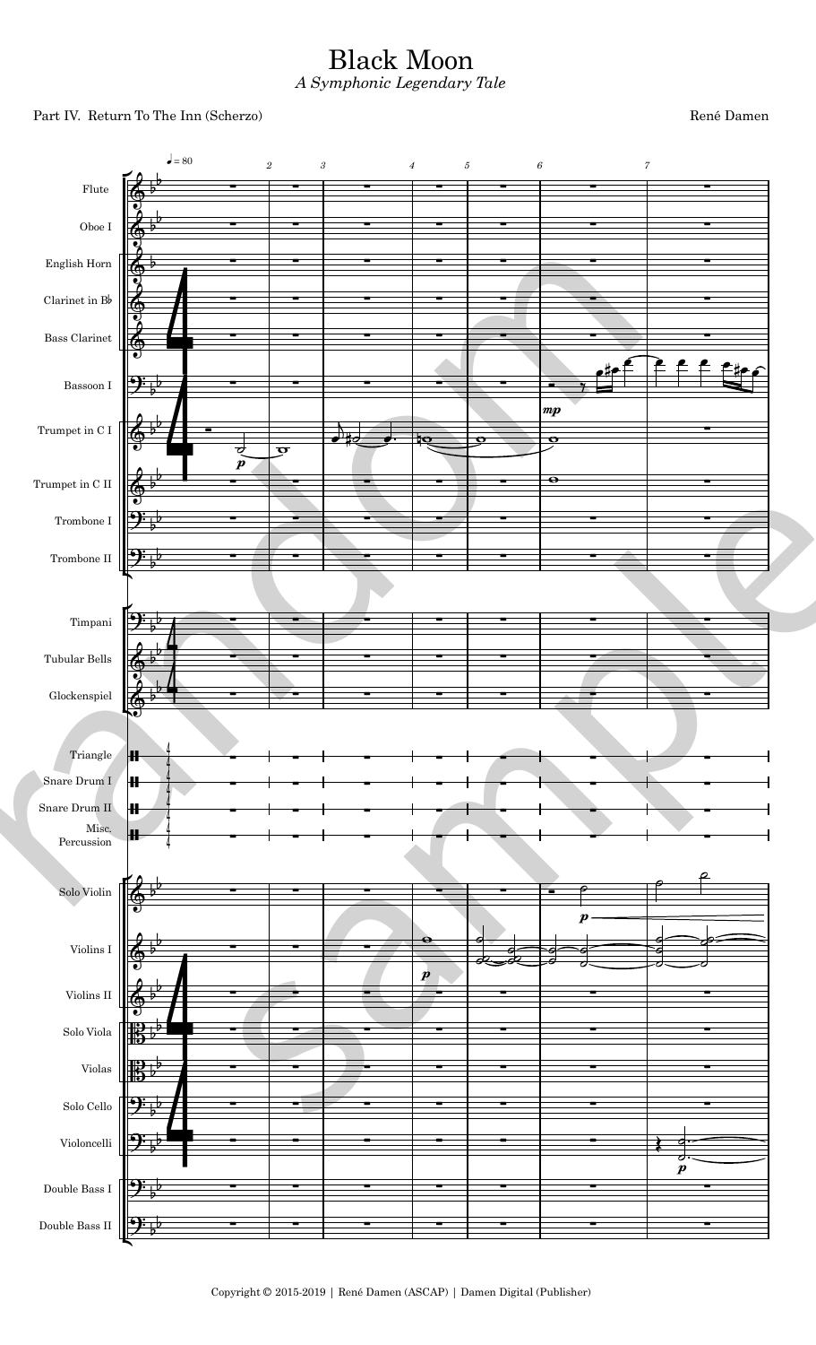# Black Moon

*A Symphonic Legendary Tale*

Part IV. Return To The Inn (Scherzo)

René Damen

Copyright © 2015-2019 | René Damen (ASCAP) | Damen Digital (Publisher)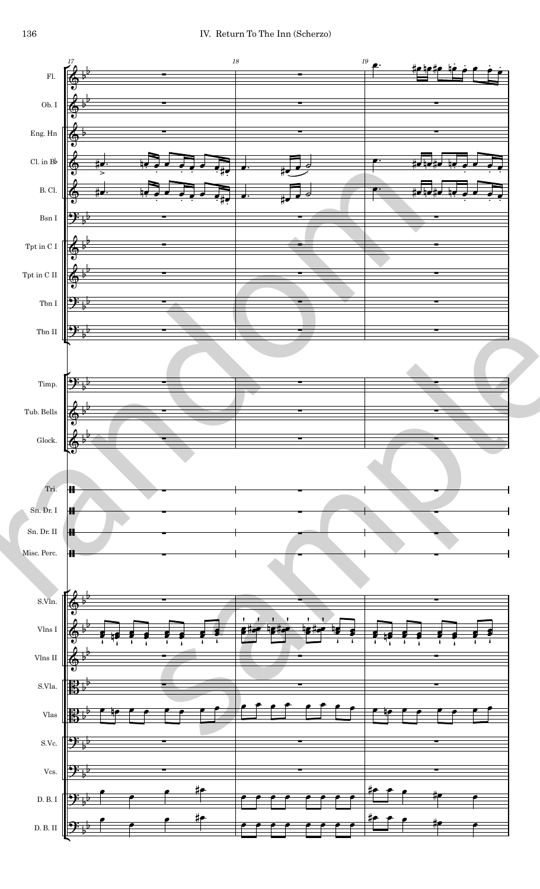## IV. Return To The Inn (Scherzo)

17 18 19

Fl.
Ob. I
Eng. Hn
Cl. in B♭
B. Cl.
Bsn I
Tpt in C I
Tpt in C II
Tbn I
Tbn II

Timp.
Tub. Bells
Glock.

Tri.
Sn. Dr. I
Sn. Dr. II
Misc. Perc.

S.Vln.
Vlns I
Vlns II
S.Vla.
Vlas
S.Vc.
Vcs.
D. B. I
D. B. II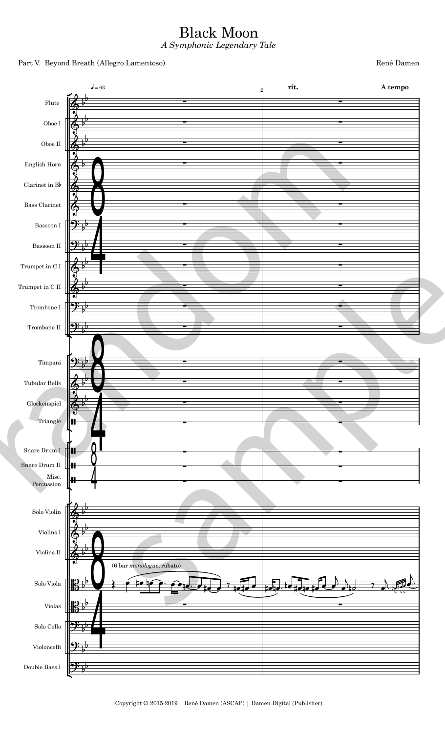# Black Moon

*A Symphonic Legendary Tale*

Part V. Beyond Breath (Allegro Lamentoso)

René Damen

Copyright © 2015-2019 | René Damen (ASCAP) | Damen Digital (Publisher)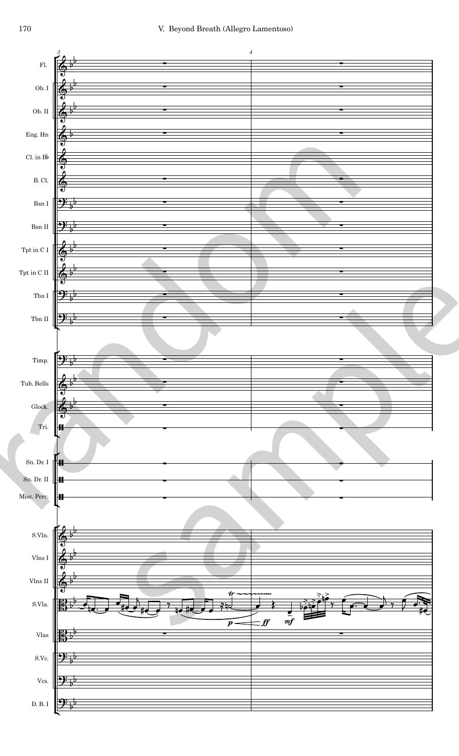## V. Beyond Breath (Allegro Lamentoso)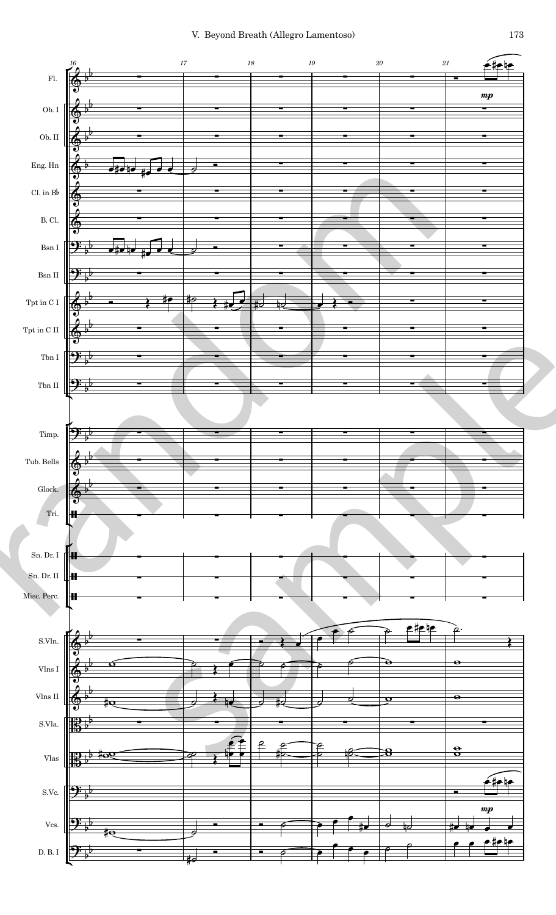# V. Beyond Breath (Allegro Lamentoso)